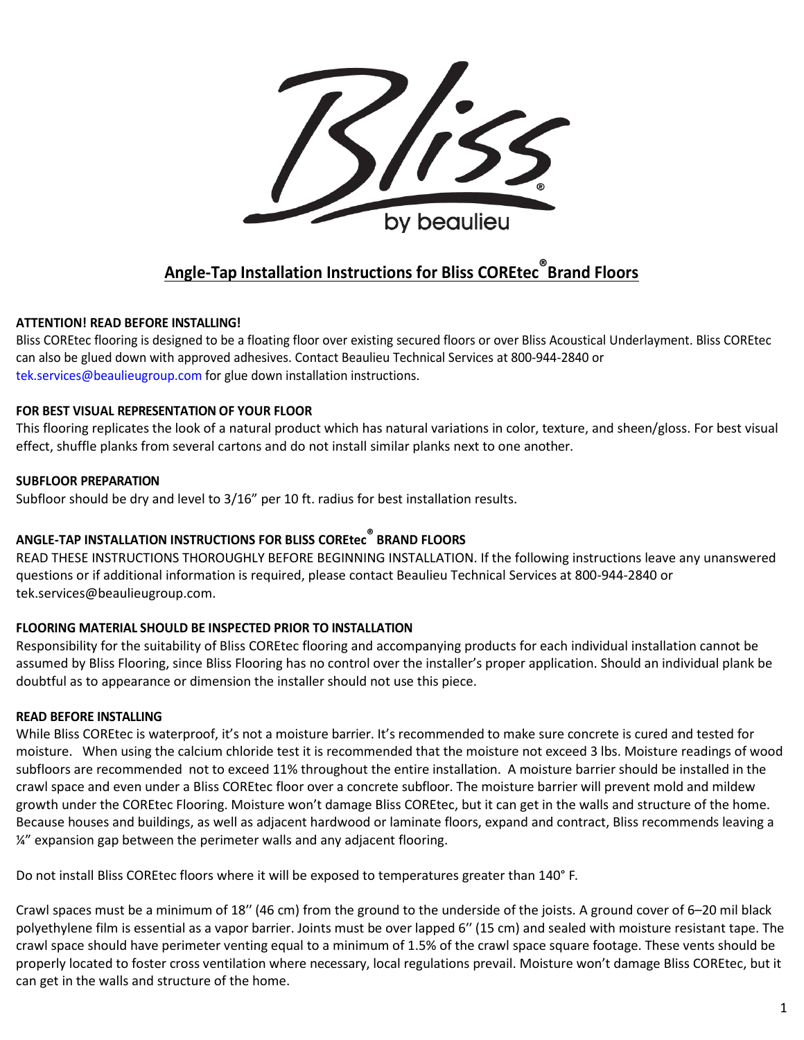Bliss® by beaulieu

# Angle-Tap Installation Instructions for Bliss COREtec® Brand Floors

**ATTENTION! READ BEFORE INSTALLING!**

Bliss COREtec flooring is designed to be a floating floor over existing secured floors or over Bliss Acoustical Underlayment. Bliss COREtec can also be glued down with approved adhesives. Contact Beaulieu Technical Services at 800-944-2840 or tek.services@beaulieugroup.com for glue down installation instructions.

**FOR BEST VISUAL REPRESENTATION OF YOUR FLOOR**

This flooring replicates the look of a natural product which has natural variations in color, texture, and sheen/gloss. For best visual effect, shuffle planks from several cartons and do not install similar planks next to one another.

**SUBFLOOR PREPARATION**

Subfloor should be dry and level to 3/16" per 10 ft. radius for best installation results.

**ANGLE-TAP INSTALLATION INSTRUCTIONS FOR BLISS COREtec® BRAND FLOORS**

READ THESE INSTRUCTIONS THOROUGHLY BEFORE BEGINNING INSTALLATION. If the following instructions leave any unanswered questions or if additional information is required, please contact Beaulieu Technical Services at 800-944-2840 or tek.services@beaulieugroup.com.

**FLOORING MATERIAL SHOULD BE INSPECTED PRIOR TO INSTALLATION**

Responsibility for the suitability of Bliss COREtec flooring and accompanying products for each individual installation cannot be assumed by Bliss Flooring, since Bliss Flooring has no control over the installer's proper application. Should an individual plank be doubtful as to appearance or dimension the installer should not use this piece.

**READ BEFORE INSTALLING**

While Bliss COREtec is waterproof, it's not a moisture barrier. It's recommended to make sure concrete is cured and tested for moisture. When using the calcium chloride test it is recommended that the moisture not exceed 3 lbs. Moisture readings of wood subfloors are recommended not to exceed 11% throughout the entire installation. A moisture barrier should be installed in the crawl space and even under a Bliss COREtec floor over a concrete subfloor. The moisture barrier will prevent mold and mildew growth under the COREtec Flooring. Moisture won't damage Bliss COREtec, but it can get in the walls and structure of the home. Because houses and buildings, as well as adjacent hardwood or laminate floors, expand and contract, Bliss recommends leaving a ¼" expansion gap between the perimeter walls and any adjacent flooring.

Do not install Bliss COREtec floors where it will be exposed to temperatures greater than 140° F.

Crawl spaces must be a minimum of 18'' (46 cm) from the ground to the underside of the joists. A ground cover of 6–20 mil black polyethylene film is essential as a vapor barrier. Joints must be over lapped 6'' (15 cm) and sealed with moisture resistant tape. The crawl space should have perimeter venting equal to a minimum of 1.5% of the crawl space square footage. These vents should be properly located to foster cross ventilation where necessary, local regulations prevail. Moisture won't damage Bliss COREtec, but it can get in the walls and structure of the home.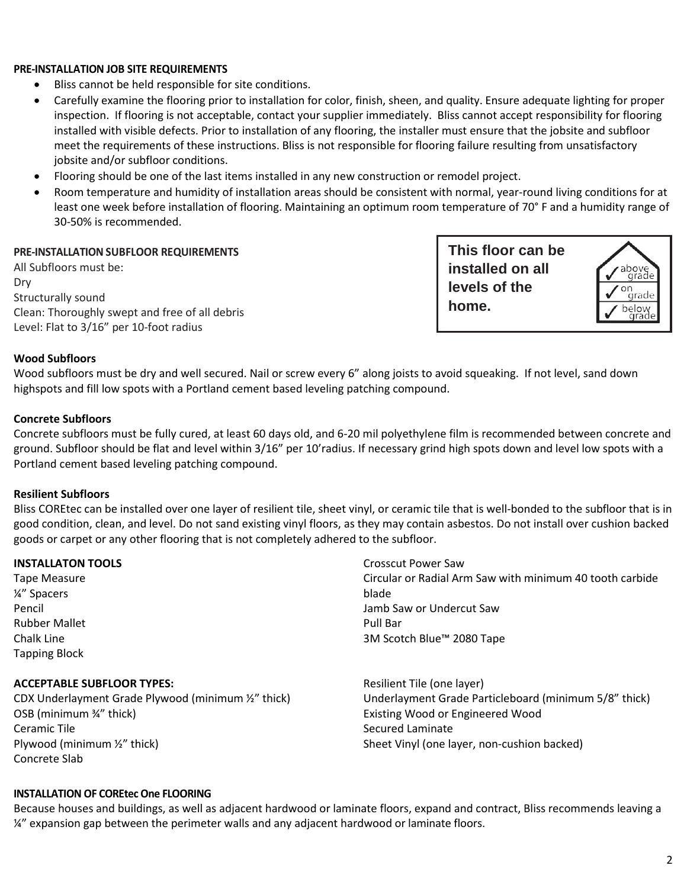**PRE-INSTALLATION JOB SITE REQUIREMENTS**

- Bliss cannot be held responsible for site conditions.
- Carefully examine the flooring prior to installation for color, finish, sheen, and quality. Ensure adequate lighting for proper inspection. If flooring is not acceptable, contact your supplier immediately. Bliss cannot accept responsibility for flooring installed with visible defects. Prior to installation of any flooring, the installer must ensure that the jobsite and subfloor meet the requirements of these instructions. Bliss is not responsible for flooring failure resulting from unsatisfactory jobsite and/or subfloor conditions.
- Flooring should be one of the last items installed in any new construction or remodel project.
- Room temperature and humidity of installation areas should be consistent with normal, year-round living conditions for at least one week before installation of flooring. Maintaining an optimum room temperature of 70˚ F and a humidity range of 30-50% is recommended.

**PRE-INSTALLATION SUBFLOOR REQUIREMENTS**

All Subfloors must be:
Dry
Structurally sound
Clean: Thoroughly swept and free of all debris
Level: Flat to 3/16" per 10-foot radius

**This floor can be installed on all levels of the home.**

✓ above grade
✓ on grade
✓ below grade

**Wood Subfloors**

Wood subfloors must be dry and well secured. Nail or screw every 6" along joists to avoid squeaking. If not level, sand down highspots and fill low spots with a Portland cement based leveling patching compound.

**Concrete Subfloors**

Concrete subfloors must be fully cured, at least 60 days old, and 6-20 mil polyethylene film is recommended between concrete and ground. Subfloor should be flat and level within 3/16" per 10'radius. If necessary grind high spots down and level low spots with a Portland cement based leveling patching compound.

**Resilient Subfloors**

Bliss COREtec can be installed over one layer of resilient tile, sheet vinyl, or ceramic tile that is well-bonded to the subfloor that is in good condition, clean, and level. Do not sand existing vinyl floors, as they may contain asbestos. Do not install over cushion backed goods or carpet or any other flooring that is not completely adhered to the subfloor.

**INSTALLATON TOOLS**

Tape Measure
¼" Spacers
Pencil
Rubber Mallet
Chalk Line
Tapping Block
Crosscut Power Saw
Circular or Radial Arm Saw with minimum 40 tooth carbide blade
Jamb Saw or Undercut Saw
Pull Bar
3M Scotch Blue™ 2080 Tape

**ACCEPTABLE SUBFLOOR TYPES:**

CDX Underlayment Grade Plywood (minimum ½" thick)
OSB (minimum ¾" thick)
Ceramic Tile
Plywood (minimum ½" thick)
Concrete Slab
Resilient Tile (one layer)
Underlayment Grade Particleboard (minimum 5/8" thick)
Existing Wood or Engineered Wood
Secured Laminate
Sheet Vinyl (one layer, non-cushion backed)

**INSTALLATION OF COREtec One FLOORING**

Because houses and buildings, as well as adjacent hardwood or laminate floors, expand and contract, Bliss recommends leaving a ¼" expansion gap between the perimeter walls and any adjacent hardwood or laminate floors.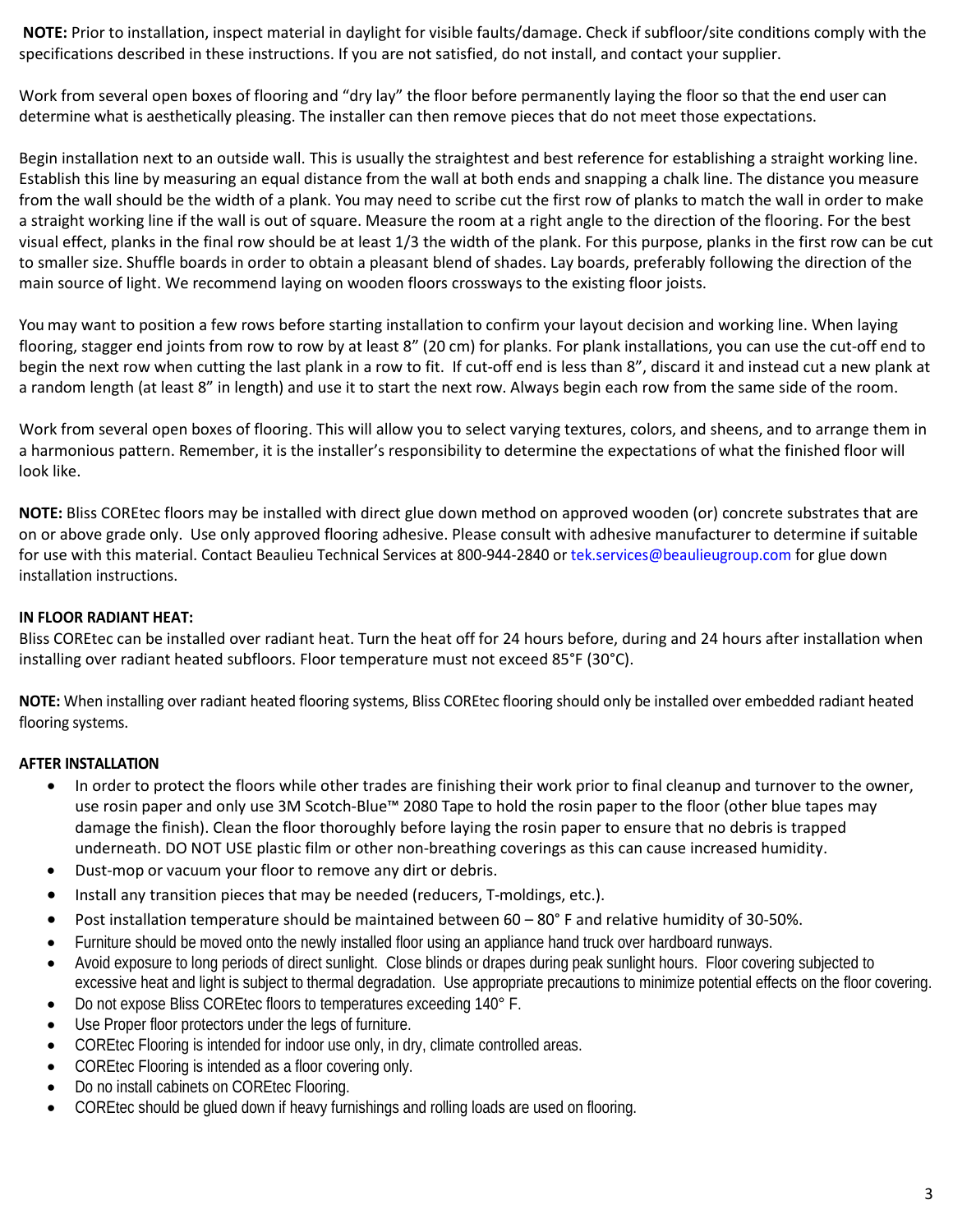**NOTE:** Prior to installation, inspect material in daylight for visible faults/damage. Check if subfloor/site conditions comply with the specifications described in these instructions. If you are not satisfied, do not install, and contact your supplier.

Work from several open boxes of flooring and "dry lay" the floor before permanently laying the floor so that the end user can determine what is aesthetically pleasing. The installer can then remove pieces that do not meet those expectations.

Begin installation next to an outside wall. This is usually the straightest and best reference for establishing a straight working line. Establish this line by measuring an equal distance from the wall at both ends and snapping a chalk line. The distance you measure from the wall should be the width of a plank. You may need to scribe cut the first row of planks to match the wall in order to make a straight working line if the wall is out of square. Measure the room at a right angle to the direction of the flooring. For the best visual effect, planks in the final row should be at least 1/3 the width of the plank. For this purpose, planks in the first row can be cut to smaller size. Shuffle boards in order to obtain a pleasant blend of shades. Lay boards, preferably following the direction of the main source of light. We recommend laying on wooden floors crossways to the existing floor joists.

You may want to position a few rows before starting installation to confirm your layout decision and working line. When laying flooring, stagger end joints from row to row by at least 8" (20 cm) for planks. For plank installations, you can use the cut-off end to begin the next row when cutting the last plank in a row to fit. If cut-off end is less than 8", discard it and instead cut a new plank at a random length (at least 8" in length) and use it to start the next row. Always begin each row from the same side of the room.

Work from several open boxes of flooring. This will allow you to select varying textures, colors, and sheens, and to arrange them in a harmonious pattern. Remember, it is the installer's responsibility to determine the expectations of what the finished floor will look like.

**NOTE:** Bliss COREtec floors may be installed with direct glue down method on approved wooden (or) concrete substrates that are on or above grade only. Use only approved flooring adhesive. Please consult with adhesive manufacturer to determine if suitable for use with this material. Contact Beaulieu Technical Services at 800-944-2840 or tek.services@beaulieugroup.com for glue down installation instructions.

**IN FLOOR RADIANT HEAT:**

Bliss COREtec can be installed over radiant heat. Turn the heat off for 24 hours before, during and 24 hours after installation when installing over radiant heated subfloors. Floor temperature must not exceed 85°F (30°C).

**NOTE:** When installing over radiant heated flooring systems, Bliss COREtec flooring should only be installed over embedded radiant heated flooring systems.

**AFTER INSTALLATION**

- In order to protect the floors while other trades are finishing their work prior to final cleanup and turnover to the owner, use rosin paper and only use 3M Scotch-Blue™ 2080 Tape to hold the rosin paper to the floor (other blue tapes may damage the finish). Clean the floor thoroughly before laying the rosin paper to ensure that no debris is trapped underneath. DO NOT USE plastic film or other non-breathing coverings as this can cause increased humidity.
- Dust-mop or vacuum your floor to remove any dirt or debris.
- Install any transition pieces that may be needed (reducers, T-moldings, etc.).
- Post installation temperature should be maintained between 60 – 80° F and relative humidity of 30-50%.
- Furniture should be moved onto the newly installed floor using an appliance hand truck over hardboard runways.
- Avoid exposure to long periods of direct sunlight. Close blinds or drapes during peak sunlight hours. Floor covering subjected to excessive heat and light is subject to thermal degradation. Use appropriate precautions to minimize potential effects on the floor covering.
- Do not expose Bliss COREtec floors to temperatures exceeding 140° F.
- Use Proper floor protectors under the legs of furniture.
- COREtec Flooring is intended for indoor use only, in dry, climate controlled areas.
- COREtec Flooring is intended as a floor covering only.
- Do no install cabinets on COREtec Flooring.
- COREtec should be glued down if heavy furnishings and rolling loads are used on flooring.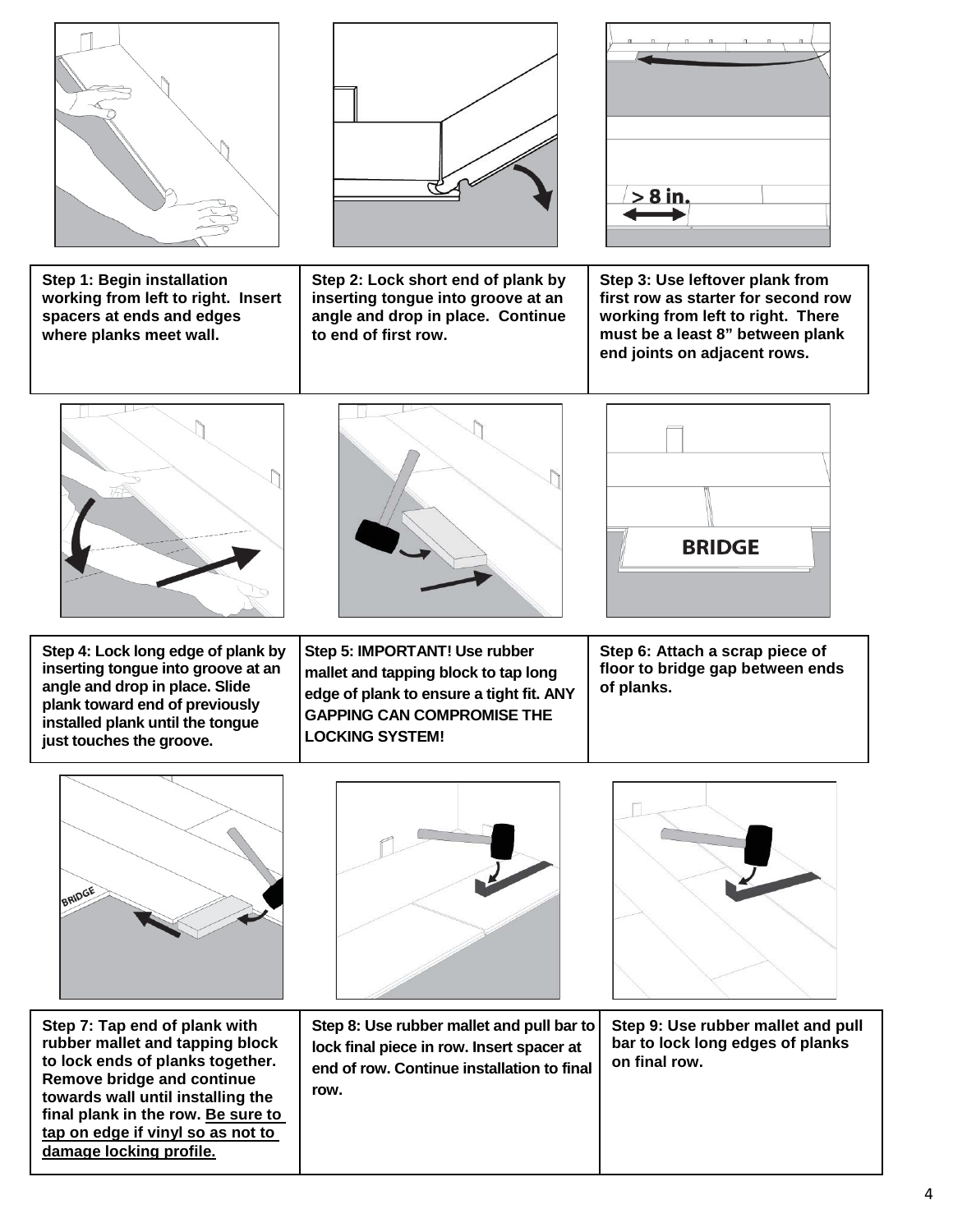> 8 in.

**Step 1: Begin installation working from left to right. Insert spacers at ends and edges where planks meet wall.**

**Step 2: Lock short end of plank by inserting tongue into groove at an angle and drop in place. Continue to end of first row.**

**Step 3: Use leftover plank from first row as starter for second row working from left to right. There must be a least 8" between plank end joints on adjacent rows.**

BRIDGE

**Step 4: Lock long edge of plank by inserting tongue into groove at an angle and drop in place. Slide plank toward end of previously installed plank until the tongue just touches the groove.**

**Step 5: IMPORTANT! Use rubber mallet and tapping block to tap long edge of plank to ensure a tight fit. ANY GAPPING CAN COMPROMISE THE LOCKING SYSTEM!**

**Step 6: Attach a scrap piece of floor to bridge gap between ends of planks.**

BRIDGE

**Step 7: Tap end of plank with rubber mallet and tapping block to lock ends of planks together. Remove bridge and continue towards wall until installing the final plank in the row. <u>Be sure to tap on edge if vinyl so as not to damage locking profile.</u>**

**Step 8: Use rubber mallet and pull bar to lock final piece in row. Insert spacer at end of row. Continue installation to final row.**

**Step 9: Use rubber mallet and pull bar to lock long edges of planks on final row.**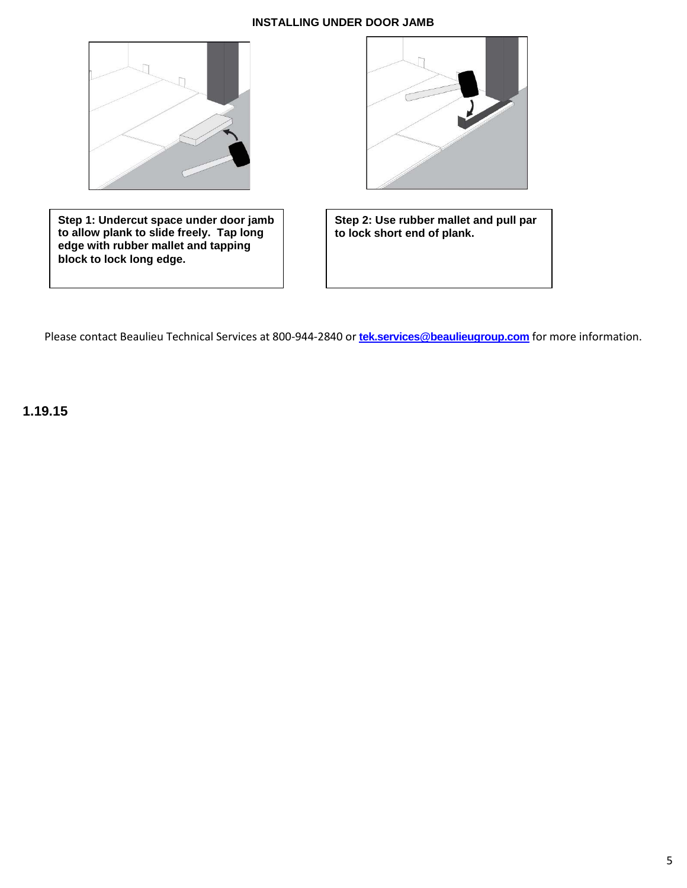**INSTALLING UNDER DOOR JAMB**

**Step 1: Undercut space under door jamb to allow plank to slide freely. Tap long edge with rubber mallet and tapping block to lock long edge.**

**Step 2: Use rubber mallet and pull par to lock short end of plank.**

Please contact Beaulieu Technical Services at 800-944-2840 or **tek.services@beaulieugroup.com** for more information.

**1.19.15**